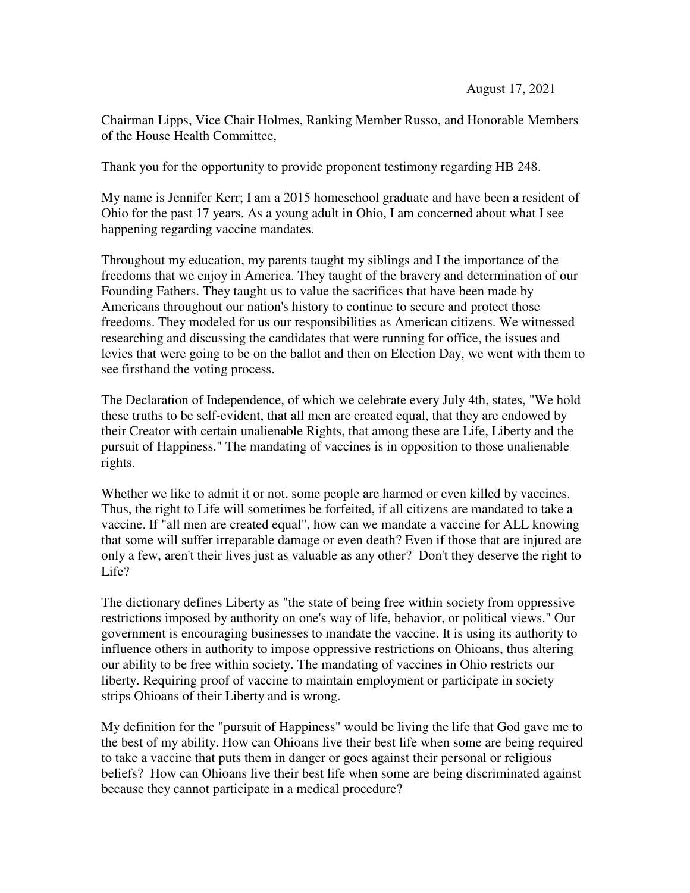August 17, 2021

Chairman Lipps, Vice Chair Holmes, Ranking Member Russo, and Honorable Members of the House Health Committee,

Thank you for the opportunity to provide proponent testimony regarding HB 248.

My name is Jennifer Kerr; I am a 2015 homeschool graduate and have been a resident of Ohio for the past 17 years. As a young adult in Ohio, I am concerned about what I see happening regarding vaccine mandates.

Throughout my education, my parents taught my siblings and I the importance of the freedoms that we enjoy in America. They taught of the bravery and determination of our Founding Fathers. They taught us to value the sacrifices that have been made by Americans throughout our nation's history to continue to secure and protect those freedoms. They modeled for us our responsibilities as American citizens. We witnessed researching and discussing the candidates that were running for office, the issues and levies that were going to be on the ballot and then on Election Day, we went with them to see firsthand the voting process.

The Declaration of Independence, of which we celebrate every July 4th, states, "We hold these truths to be self-evident, that all men are created equal, that they are endowed by their Creator with certain unalienable Rights, that among these are Life, Liberty and the pursuit of Happiness." The mandating of vaccines is in opposition to those unalienable rights.

Whether we like to admit it or not, some people are harmed or even killed by vaccines. Thus, the right to Life will sometimes be forfeited, if all citizens are mandated to take a vaccine. If "all men are created equal", how can we mandate a vaccine for ALL knowing that some will suffer irreparable damage or even death? Even if those that are injured are only a few, aren't their lives just as valuable as any other? Don't they deserve the right to Life?

The dictionary defines Liberty as "the state of being free within society from oppressive restrictions imposed by authority on one's way of life, behavior, or political views." Our government is encouraging businesses to mandate the vaccine. It is using its authority to influence others in authority to impose oppressive restrictions on Ohioans, thus altering our ability to be free within society. The mandating of vaccines in Ohio restricts our liberty. Requiring proof of vaccine to maintain employment or participate in society strips Ohioans of their Liberty and is wrong.

My definition for the "pursuit of Happiness" would be living the life that God gave me to the best of my ability. How can Ohioans live their best life when some are being required to take a vaccine that puts them in danger or goes against their personal or religious beliefs? How can Ohioans live their best life when some are being discriminated against because they cannot participate in a medical procedure?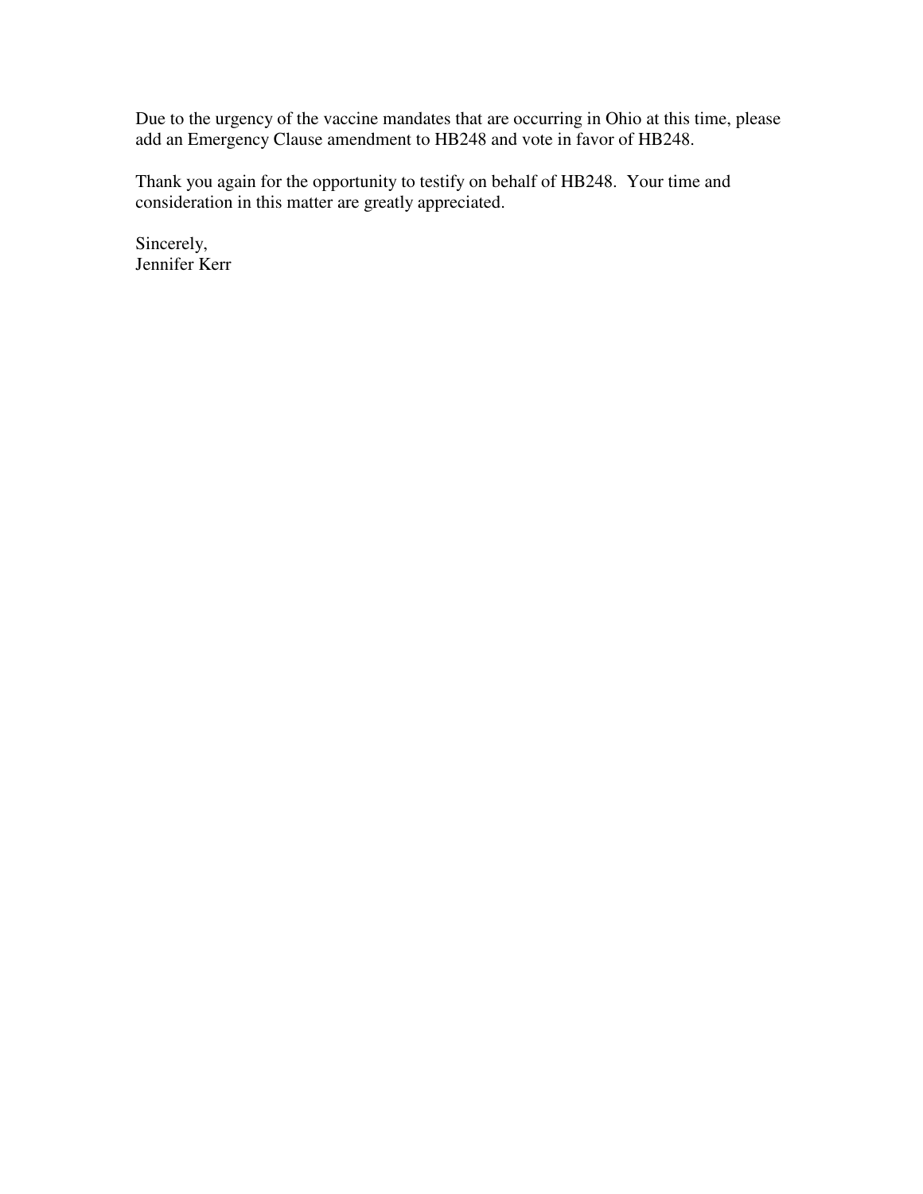Due to the urgency of the vaccine mandates that are occurring in Ohio at this time, please add an Emergency Clause amendment to HB248 and vote in favor of HB248.

Thank you again for the opportunity to testify on behalf of HB248. Your time and consideration in this matter are greatly appreciated.

Sincerely,
Jennifer Kerr